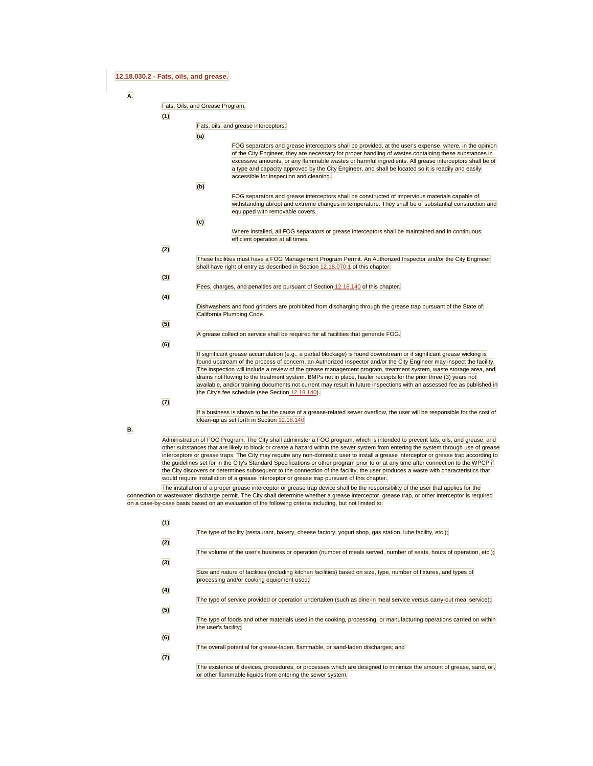## 12.18.030.2 - Fats, oils, and grease.

**A.**

Fats, Oils, and Grease Program.

**(1)**

Fats, oils, and grease interceptors:

**(a)**

FOG separators and grease interceptors shall be provided, at the user's expense, where, in the opinion of the City Engineer, they are necessary for proper handling of wastes containing these substances in excessive amounts, or any flammable wastes or harmful ingredients. All grease interceptors shall be of a type and capacity approved by the City Engineer, and shall be located so it is readily and easily accessible for inspection and cleaning.

**(b)**

FOG separators and grease interceptors shall be constructed of impervious materials capable of withstanding abrupt and extreme changes in temperature. They shall be of substantial construction and equipped with removable covers.

**(c)**

Where installed, all FOG separators or grease interceptors shall be maintained and in continuous efficient operation at all times.

**(2)**

These facilities must have a FOG Management Program Permit. An Authorized Inspector and/or the City Engineer shall have right of entry as described in Section 12.18.070.1 of this chapter.

**(3)**

Fees, charges, and penalties are pursuant of Section 12.18.140 of this chapter.

**(4)**

Dishwashers and food grinders are prohibited from discharging through the grease trap pursuant of the State of California Plumbing Code.

**(5)**

A grease collection service shall be required for all facilities that generate FOG.

**(6)**

If significant grease accumulation (e.g., a partial blockage) is found downstream or if significant grease wicking is found upstream of the process of concern, an Authorized Inspector and/or the City Engineer may inspect the facility. The inspection will include a review of the grease management program, treatment system, waste storage area, and drains not flowing to the treatment system. BMPs not in place, hauler receipts for the prior three (3) years not available, and/or training documents not current may result in future inspections with an assessed fee as published in the City's fee schedule (see Section 12.18.140).

**(7)**

If a business is shown to be the cause of a grease-related sewer overflow, the user will be responsible for the cost of clean-up as set forth in Section 12.18.140

**B.**

Administration of FOG Program. The City shall administer a FOG program, which is intended to prevent fats, oils, and grease, and other substances that are likely to block or create a hazard within the sewer system from entering the system through use of grease interceptors or grease traps. The City may require any non-domestic user to install a grease interceptor or grease trap according to the guidelines set for in the City's Standard Specifications or other program prior to or at any time after connection to the WPCP if the City discovers or determines subsequent to the connection of the facility, the user produces a waste with characteristics that would require installation of a grease interceptor or grease trap pursuant of this chapter.

The installation of a proper grease interceptor or grease trap device shall be the responsibility of the user that applies for the connection or wastewater discharge permit. The City shall determine whether a grease interceptor, grease trap, or other interceptor is required on a case-by-case basis based on an evaluation of the following criteria including, but not limited to:

**(1)**

The type of facility (restaurant, bakery, cheese factory, yogurt shop, gas station, lube facility, etc.);

**(2)**

The volume of the user's business or operation (number of meals served, number of seats, hours of operation, etc.);

**(3)**

Size and nature of facilities (including kitchen facilities) based on size, type, number of fixtures, and types of processing and/or cooking equipment used;

**(4)**

The type of service provided or operation undertaken (such as dine-in meal service versus carry-out meal service);

**(5)**

The type of foods and other materials used in the cooking, processing, or manufacturing operations carried on within the user's facility;

**(6)**

The overall potential for grease-laden, flammable, or sand-laden discharges; and

**(7)**

The existence of devices, procedures, or processes which are designed to minimize the amount of grease, sand, oil, or other flammable liquids from entering the sewer system.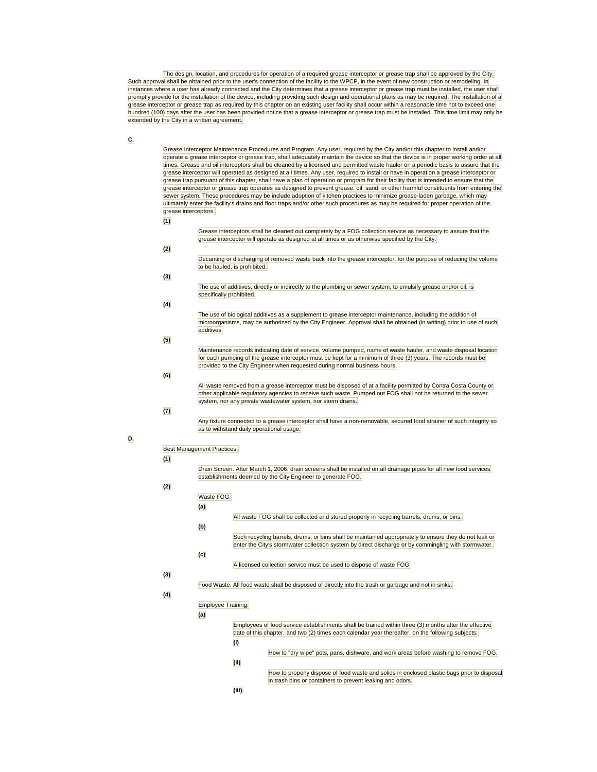The design, location, and procedures for operation of a required grease interceptor or grease trap shall be approved by the City. Such approval shall be obtained prior to the user's connection of the facility to the WPCP, in the event of new construction or remodeling. In instances where a user has already connected and the City determines that a grease interceptor or grease trap must be installed, the user shall promptly provide for the installation of the device, including providing such design and operational plans as may be required. The installation of a grease interceptor or grease trap as required by this chapter on an existing user facility shall occur within a reasonable time not to exceed one hundred (100) days after the user has been provided notice that a grease interceptor or grease trap must be installed. This time limit may only be extended by the City in a written agreement.

**C.**

Grease Interceptor Maintenance Procedures and Program. Any user, required by the City and/or this chapter to install and/or operate a grease interceptor or grease trap, shall adequately maintain the device so that the device is in proper working order at all times. Grease and oil interceptors shall be cleaned by a licensed and permitted waste hauler on a periodic basis to assure that the grease interceptor will operated as designed at all times. Any user, required to install or have in operation a grease interceptor or grease trap pursuant of this chapter, shall have a plan of operation or program for their facility that is intended to ensure that the grease interceptor or grease trap operates as designed to prevent grease, oil, sand, or other harmful constituents from entering the sewer system. These procedures may be include adoption of kitchen practices to minimize grease-laden garbage, which may ultimately enter the facility's drains and floor traps and/or other such procedures as may be required for proper operation of the grease interceptors.

**(1)**

Grease interceptors shall be cleaned out completely by a FOG collection service as necessary to assure that the grease interceptor will operate as designed at all times or as otherwise specified by the City.

**(2)**

Decanting or discharging of removed waste back into the grease interceptor, for the purpose of reducing the volume to be hauled, is prohibited.

**(3)**

The use of additives, directly or indirectly to the plumbing or sewer system, to emulsify grease and/or oil, is specifically prohibited.

**(4)**

The use of biological additives as a supplement to grease interceptor maintenance, including the addition of microorganisms, may be authorized by the City Engineer. Approval shall be obtained (in writing) prior to use of such additives.

**(5)**

Maintenance records indicating date of service, volume pumped, name of waste hauler, and waste disposal location for each pumping of the grease interceptor must be kept for a minimum of three (3) years. The records must be provided to the City Engineer when requested during normal business hours.

**(6)**

All waste removed from a grease interceptor must be disposed of at a facility permitted by Contra Costa County or other applicable regulatory agencies to receive such waste. Pumped out FOG shall not be returned to the sewer system, nor any private wastewater system, nor storm drains.

**(7)**

Any fixture connected to a grease interceptor shall have a non-removable, secured food strainer of such integrity so as to withstand daily operational usage.

**D.**

Best Management Practices.

**(1)**

Drain Screen. After March 1, 2006, drain screens shall be installed on all drainage pipes for all new food services establishments deemed by the City Engineer to generate FOG.

**(2)**

Waste FOG:

**(a)**

All waste FOG shall be collected and stored properly in recycling barrels, drums, or bins.

**(b)**

Such recycling barrels, drums, or bins shall be maintained appropriately to ensure they do not leak or enter the City's stormwater collection system by direct discharge or by commingling with stormwater.

**(c)**

A licensed collection service must be used to dispose of waste FOG.

**(3)**

Food Waste. All food waste shall be disposed of directly into the trash or garbage and not in sinks.

**(4)**

Employee Training:

**(a)**

Employees of food service establishments shall be trained within three (3) months after the effective date of this chapter, and two (2) times each calendar year thereafter, on the following subjects:

**(i)**

How to "dry wipe" pots, pans, dishware, and work areas before washing to remove FOG.

**(ii)**

How to properly dispose of food waste and solids in enclosed plastic bags prior to disposal in trash bins or containers to prevent leaking and odors.

**(iii)**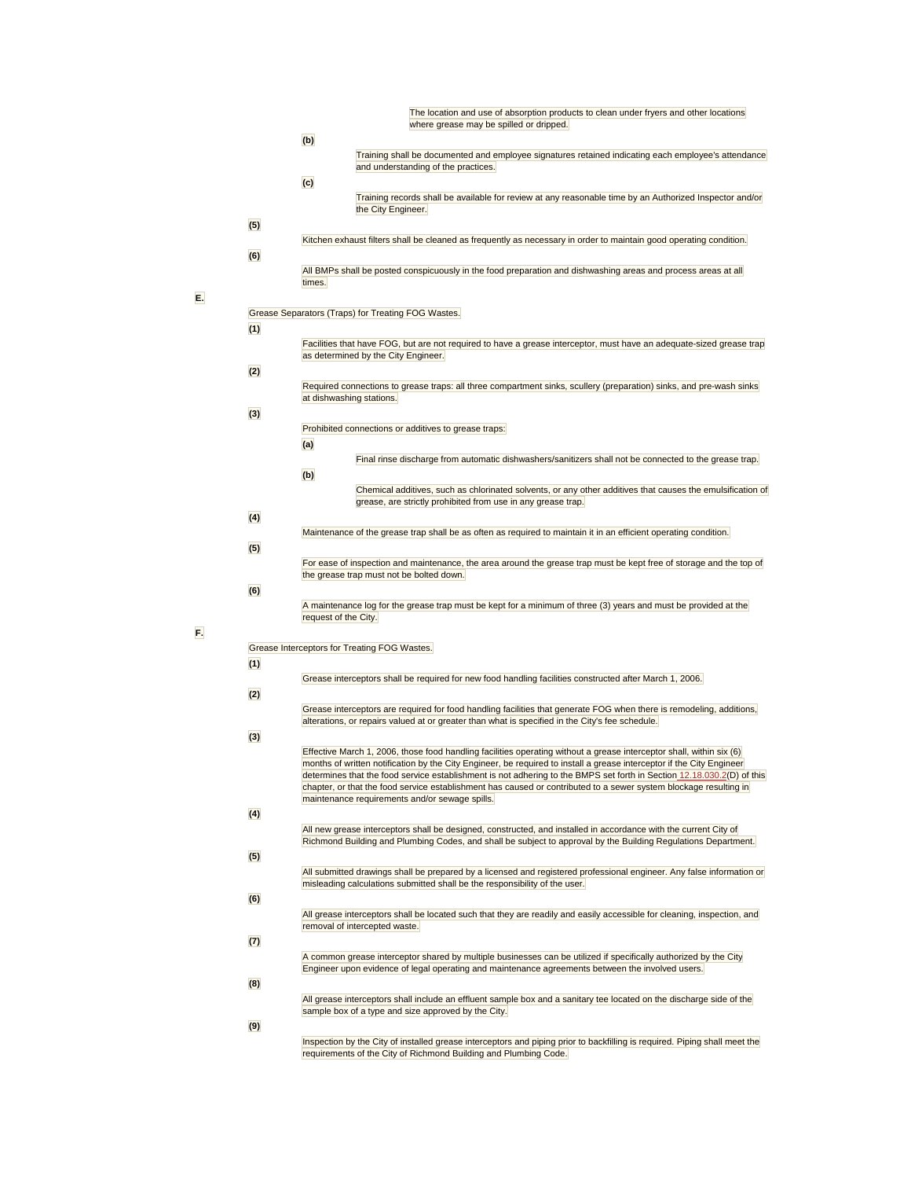The location and use of absorption products to clean under fryers and other locations where grease may be spilled or dripped.

**(b)** Training shall be documented and employee signatures retained indicating each employee's attendance and understanding of the practices.

**(c)** Training records shall be available for review at any reasonable time by an Authorized Inspector and/or the City Engineer.

**(5)** Kitchen exhaust filters shall be cleaned as frequently as necessary in order to maintain good operating condition.

**(6)** All BMPs shall be posted conspicuously in the food preparation and dishwashing areas and process areas at all times.

**E.** Grease Separators (Traps) for Treating FOG Wastes.

**(1)** Facilities that have FOG, but are not required to have a grease interceptor, must have an adequate-sized grease trap as determined by the City Engineer.

**(2)** Required connections to grease traps: all three compartment sinks, scullery (preparation) sinks, and pre-wash sinks at dishwashing stations.

**(3)** Prohibited connections or additives to grease traps:

**(a)** Final rinse discharge from automatic dishwashers/sanitizers shall not be connected to the grease trap.

**(b)** Chemical additives, such as chlorinated solvents, or any other additives that causes the emulsification of grease, are strictly prohibited from use in any grease trap.

**(4)** Maintenance of the grease trap shall be as often as required to maintain it in an efficient operating condition.

**(5)** For ease of inspection and maintenance, the area around the grease trap must be kept free of storage and the top of the grease trap must not be bolted down.

**(6)** A maintenance log for the grease trap must be kept for a minimum of three (3) years and must be provided at the request of the City.

**F.** Grease Interceptors for Treating FOG Wastes.

**(1)** Grease interceptors shall be required for new food handling facilities constructed after March 1, 2006.

**(2)** Grease interceptors are required for food handling facilities that generate FOG when there is remodeling, additions, alterations, or repairs valued at or greater than what is specified in the City's fee schedule.

**(3)** Effective March 1, 2006, those food handling facilities operating without a grease interceptor shall, within six (6) months of written notification by the City Engineer, be required to install a grease interceptor if the City Engineer determines that the food service establishment is not adhering to the BMPS set forth in Section 12.18.030.2(D) of this chapter, or that the food service establishment has caused or contributed to a sewer system blockage resulting in maintenance requirements and/or sewage spills.

**(4)** All new grease interceptors shall be designed, constructed, and installed in accordance with the current City of Richmond Building and Plumbing Codes, and shall be subject to approval by the Building Regulations Department.

**(5)** All submitted drawings shall be prepared by a licensed and registered professional engineer. Any false information or misleading calculations submitted shall be the responsibility of the user.

**(6)** All grease interceptors shall be located such that they are readily and easily accessible for cleaning, inspection, and removal of intercepted waste.

**(7)** A common grease interceptor shared by multiple businesses can be utilized if specifically authorized by the City Engineer upon evidence of legal operating and maintenance agreements between the involved users.

**(8)** All grease interceptors shall include an effluent sample box and a sanitary tee located on the discharge side of the sample box of a type and size approved by the City.

**(9)** Inspection by the City of installed grease interceptors and piping prior to backfilling is required. Piping shall meet the requirements of the City of Richmond Building and Plumbing Code.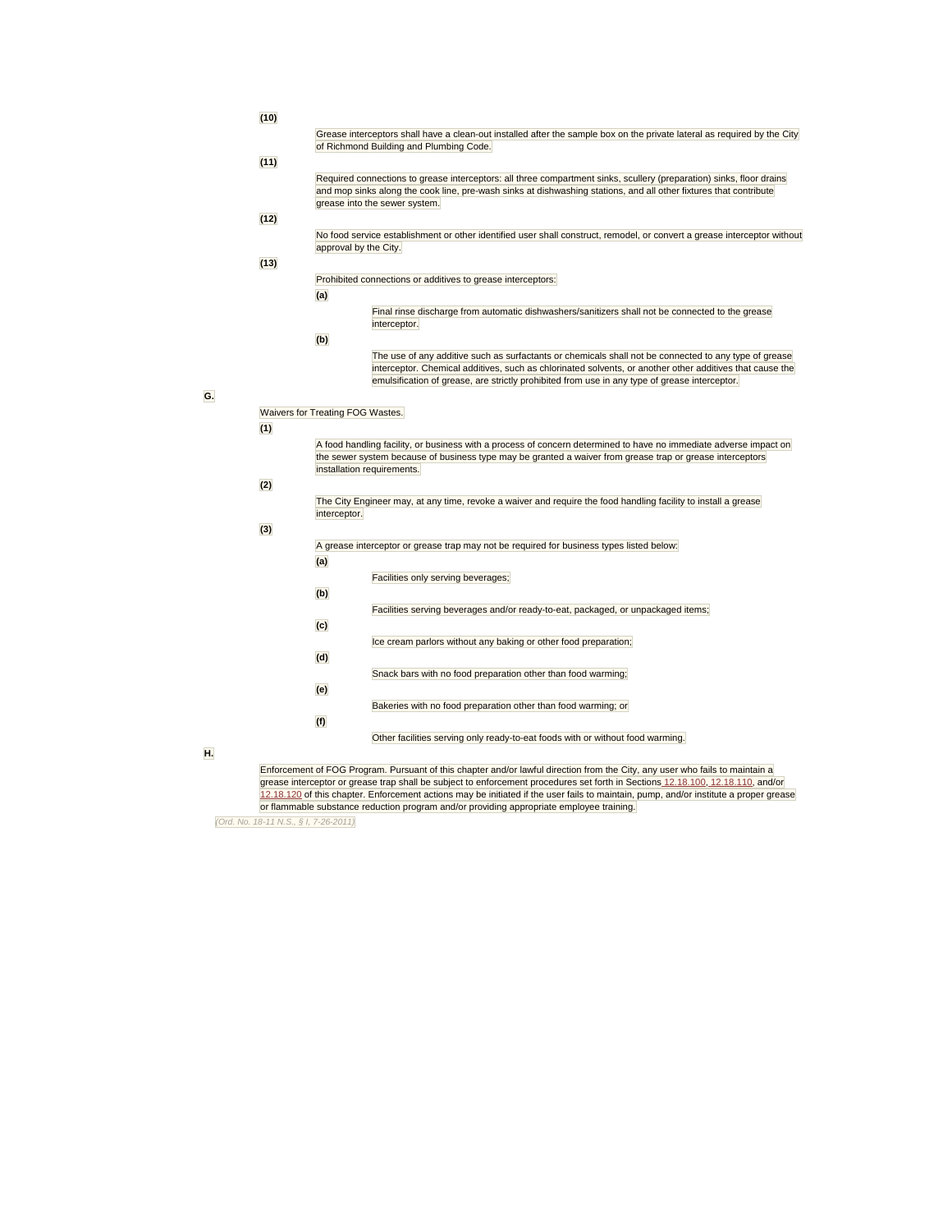**(10)**

Grease interceptors shall have a clean-out installed after the sample box on the private lateral as required by the City of Richmond Building and Plumbing Code.

**(11)**

Required connections to grease interceptors: all three compartment sinks, scullery (preparation) sinks, floor drains and mop sinks along the cook line, pre-wash sinks at dishwashing stations, and all other fixtures that contribute grease into the sewer system.

**(12)**

No food service establishment or other identified user shall construct, remodel, or convert a grease interceptor without approval by the City.

**(13)**

Prohibited connections or additives to grease interceptors:

**(a)**

Final rinse discharge from automatic dishwashers/sanitizers shall not be connected to the grease interceptor.

**(b)**

The use of any additive such as surfactants or chemicals shall not be connected to any type of grease interceptor. Chemical additives, such as chlorinated solvents, or another other additives that cause the emulsification of grease, are strictly prohibited from use in any type of grease interceptor.

**G.**

Waivers for Treating FOG Wastes.

**(1)**

A food handling facility, or business with a process of concern determined to have no immediate adverse impact on the sewer system because of business type may be granted a waiver from grease trap or grease interceptors installation requirements.

**(2)**

The City Engineer may, at any time, revoke a waiver and require the food handling facility to install a grease interceptor.

**(3)**

A grease interceptor or grease trap may not be required for business types listed below:

**(a)**

Facilities only serving beverages;

**(b)**

Facilities serving beverages and/or ready-to-eat, packaged, or unpackaged items;

**(c)**

Ice cream parlors without any baking or other food preparation;

**(d)**

Snack bars with no food preparation other than food warming;

**(e)**

Bakeries with no food preparation other than food warming; or

**(f)**

Other facilities serving only ready-to-eat foods with or without food warming.

**H.**

Enforcement of FOG Program. Pursuant of this chapter and/or lawful direction from the City, any user who fails to maintain a grease interceptor or grease trap shall be subject to enforcement procedures set forth in Sections 12.18.100, 12.18.110, and/or 12.18.120 of this chapter. Enforcement actions may be initiated if the user fails to maintain, pump, and/or institute a proper grease or flammable substance reduction program and/or providing appropriate employee training.

*(Ord. No. 18-11 N.S., § I, 7-26-2011)*